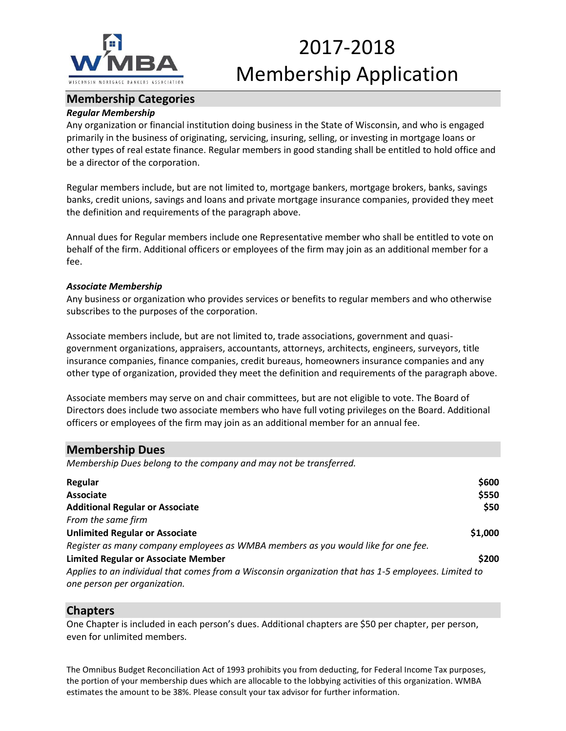# 2017-2018 Membership Application

## Membership Categories

***Regular Membership***

Any organization or financial institution doing business in the State of Wisconsin, and who is engaged primarily in the business of originating, servicing, insuring, selling, or investing in mortgage loans or other types of real estate finance. Regular members in good standing shall be entitled to hold office and be a director of the corporation.

Regular members include, but are not limited to, mortgage bankers, mortgage brokers, banks, savings banks, credit unions, savings and loans and private mortgage insurance companies, provided they meet the definition and requirements of the paragraph above.

Annual dues for Regular members include one Representative member who shall be entitled to vote on behalf of the firm. Additional officers or employees of the firm may join as an additional member for a fee.

***Associate Membership***

Any business or organization who provides services or benefits to regular members and who otherwise subscribes to the purposes of the corporation.

Associate members include, but are not limited to, trade associations, government and quasi-government organizations, appraisers, accountants, attorneys, architects, engineers, surveyors, title insurance companies, finance companies, credit bureaus, homeowners insurance companies and any other type of organization, provided they meet the definition and requirements of the paragraph above.

Associate members may serve on and chair committees, but are not eligible to vote. The Board of Directors does include two associate members who have full voting privileges on the Board. Additional officers or employees of the firm may join as an additional member for an annual fee.

## Membership Dues

*Membership Dues belong to the company and may not be transferred.*

**Regular** — **$600**

**Associate** — **$550**

**Additional Regular or Associate** — **$50**
*From the same firm*

**Unlimited Regular or Associate** — **$1,000**
*Register as many company employees as WMBA members as you would like for one fee.*

**Limited Regular or Associate Member** — **$200**
*Applies to an individual that comes from a Wisconsin organization that has 1-5 employees. Limited to one person per organization.*

## Chapters

One Chapter is included in each person's dues. Additional chapters are $50 per chapter, per person, even for unlimited members.

The Omnibus Budget Reconciliation Act of 1993 prohibits you from deducting, for Federal Income Tax purposes, the portion of your membership dues which are allocable to the lobbying activities of this organization. WMBA estimates the amount to be 38%. Please consult your tax advisor for further information.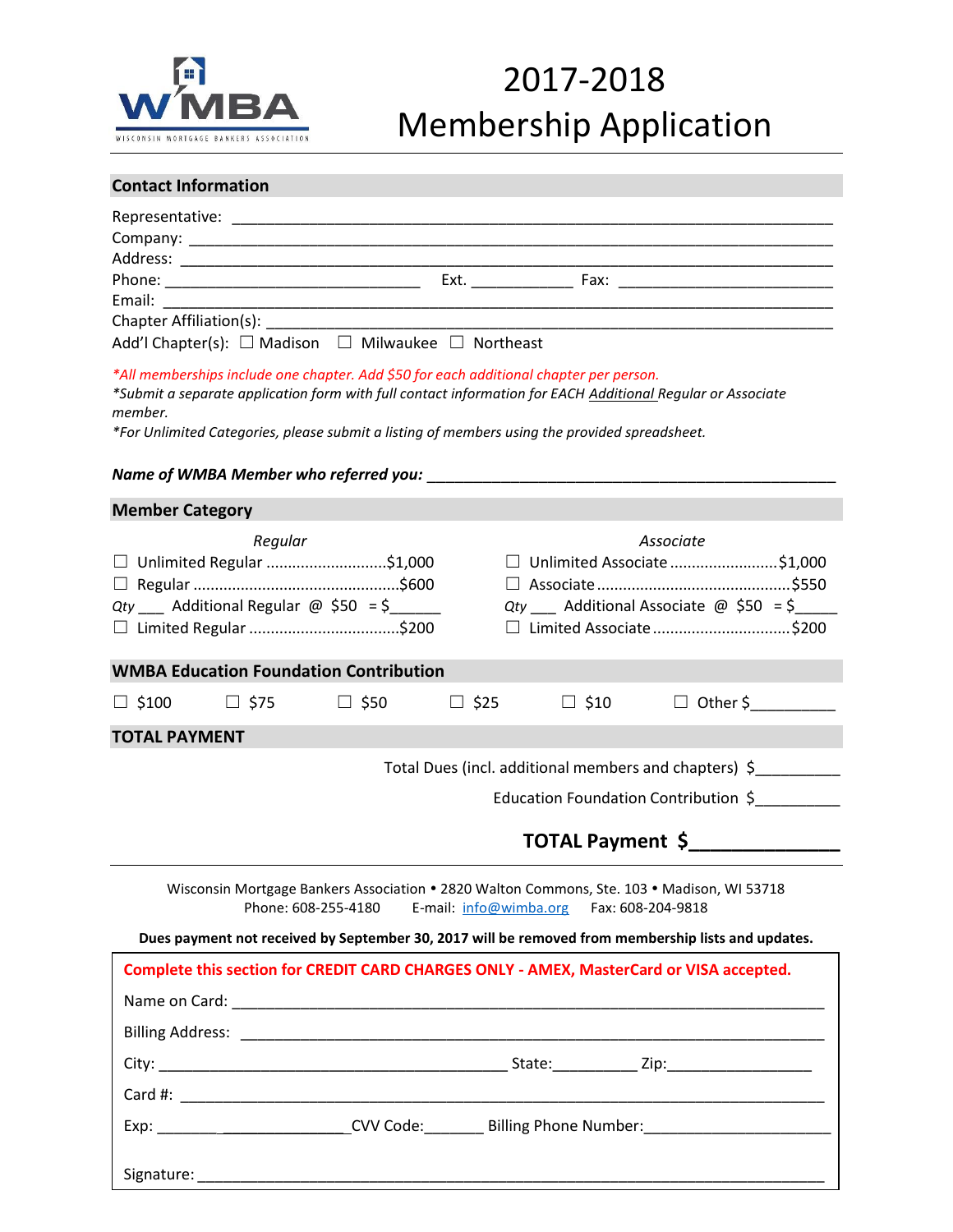WMBA
WISCONSIN MORTGAGE BANKERS ASSOCIATION

# 2017-2018 Membership Application

## Contact Information

Representative: ______________________________________________

Company: ______________________________________________

Address: ______________________________________________

Phone: ________________________ Ext. ___________ Fax: ____________________

Email: ______________________________________________

Chapter Affiliation(s): ______________________________________________

Add'l Chapter(s): ☐ Madison ☐ Milwaukee ☐ Northeast

*\*All memberships include one chapter. Add $50 for each additional chapter per person.*

*\*Submit a separate application form with full contact information for EACH Additional Regular or Associate member.*

*\*For Unlimited Categories, please submit a listing of members using the provided spreadsheet.*

***Name of WMBA Member who referred you:*** ______________________________________________

## Member Category

| *Regular* | *Associate* |
|---|---|
| ☐ Unlimited Regular ........................$1,000 | ☐ Unlimited Associate ........................$1,000 |
| ☐ Regular ........................................$600 | ☐ Associate ........................................$550 |
| *Qty* ___ Additional Regular @ $50 = $______ | *Qty* ___ Additional Associate @ $50 = $_____ |
| ☐ Limited Regular ...............................$200 | ☐ Limited Associate ...............................$200 |

## WMBA Education Foundation Contribution

☐ $100 ☐ $75 ☐ $50 ☐ $25 ☐ $10 ☐ Other $_________

## TOTAL PAYMENT

Total Dues (incl. additional members and chapters) $_________

Education Foundation Contribution $_________

**TOTAL Payment $_____________**

Wisconsin Mortgage Bankers Association • 2820 Walton Commons, Ste. 103 • Madison, WI 53718
Phone: 608-255-4180 E-mail: info@wimba.org Fax: 608-204-9818

**Dues payment not received by September 30, 2017 will be removed from membership lists and updates.**

**Complete this section for CREDIT CARD CHARGES ONLY - AMEX, MasterCard or VISA accepted.**

Name on Card: ______________________________________________

Billing Address: ______________________________________________

City: ______________________________ State:_________ Zip:_______________

Card #: ______________________________________________

Exp: ______________________CVV Code:_______ Billing Phone Number:____________________

Signature: ______________________________________________